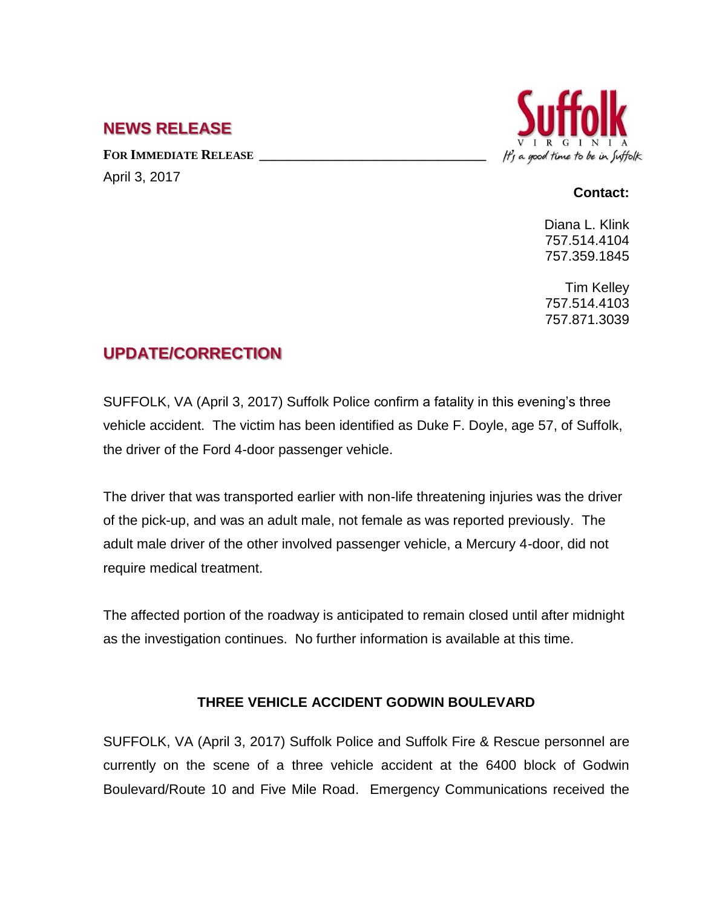## NEWS RELEASE

**FOR IMMEDIATE RELEASE**

April 3, 2017

Suffolk
VIRGINIA
It's a good time to be in Suffolk

**Contact:**

Diana L. Klink
757.514.4104
757.359.1845

Tim Kelley
757.514.4103
757.871.3039

## UPDATE/CORRECTION

SUFFOLK, VA (April 3, 2017) Suffolk Police confirm a fatality in this evening's three vehicle accident. The victim has been identified as Duke F. Doyle, age 57, of Suffolk, the driver of the Ford 4-door passenger vehicle.

The driver that was transported earlier with non-life threatening injuries was the driver of the pick-up, and was an adult male, not female as was reported previously. The adult male driver of the other involved passenger vehicle, a Mercury 4-door, did not require medical treatment.

The affected portion of the roadway is anticipated to remain closed until after midnight as the investigation continues. No further information is available at this time.

**THREE VEHICLE ACCIDENT GODWIN BOULEVARD**

SUFFOLK, VA (April 3, 2017) Suffolk Police and Suffolk Fire & Rescue personnel are currently on the scene of a three vehicle accident at the 6400 block of Godwin Boulevard/Route 10 and Five Mile Road. Emergency Communications received the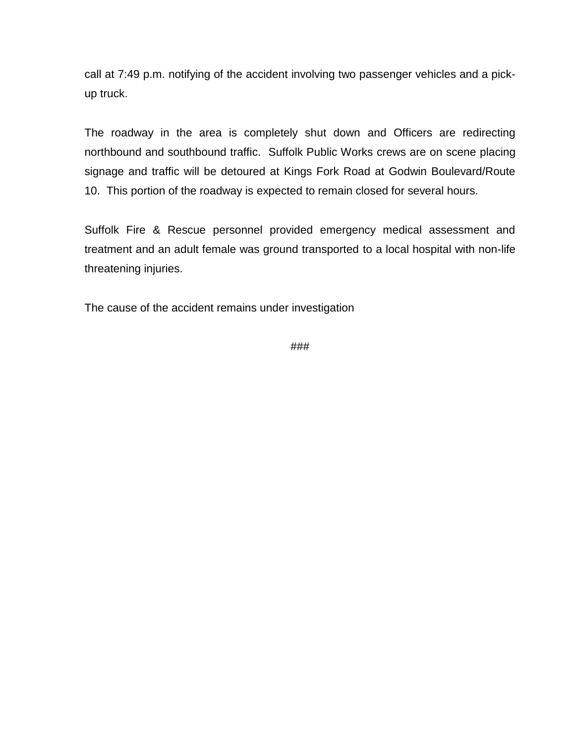call at 7:49 p.m. notifying of the accident involving two passenger vehicles and a pick-up truck.

The roadway in the area is completely shut down and Officers are redirecting northbound and southbound traffic. Suffolk Public Works crews are on scene placing signage and traffic will be detoured at Kings Fork Road at Godwin Boulevard/Route 10. This portion of the roadway is expected to remain closed for several hours.

Suffolk Fire & Rescue personnel provided emergency medical assessment and treatment and an adult female was ground transported to a local hospital with non-life threatening injuries.

The cause of the accident remains under investigation

###